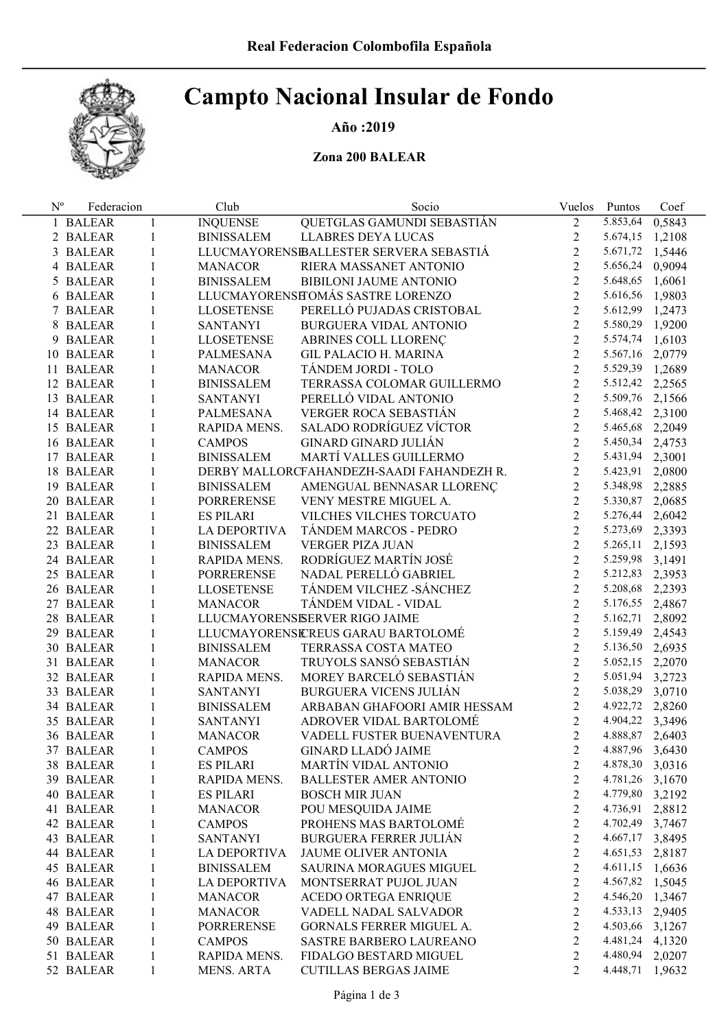Real Federacion Colombofila Española

# Campto Nacional Insular de Fondo

**Año :2019**

**Zona 200 BALEAR**

| Nº | Federacion | | Club | Socio | Vuelos | Puntos | Coef |
|---|---|---|---|---|---|---|---|
| 1 | BALEAR | 1 | INQUENSE | QUETGLAS GAMUNDI SEBASTIÁN | 2 | 5.853,64 | 0,5843 |
| 2 | BALEAR | 1 | BINISSALEM | LLABRES DEYA LUCAS | 2 | 5.674,15 | 1,2108 |
| 3 | BALEAR | 1 | LLUCMAYORENSE | BALLESTER SERVERA SEBASTIÁ | 2 | 5.671,72 | 1,5446 |
| 4 | BALEAR | 1 | MANACOR | RIERA MASSANET ANTONIO | 2 | 5.656,24 | 0,9094 |
| 5 | BALEAR | 1 | BINISSALEM | BIBILONI JAUME ANTONIO | 2 | 5.648,65 | 1,6061 |
| 6 | BALEAR | 1 | LLUCMAYORENSE | TOMÁS SASTRE LORENZO | 2 | 5.616,56 | 1,9803 |
| 7 | BALEAR | 1 | LLOSETENSE | PERELLÓ PUJADAS CRISTOBAL | 2 | 5.612,99 | 1,2473 |
| 8 | BALEAR | 1 | SANTANYI | BURGUERA VIDAL ANTONIO | 2 | 5.580,29 | 1,9200 |
| 9 | BALEAR | 1 | LLOSETENSE | ABRINES COLL LLORENÇ | 2 | 5.574,74 | 1,6103 |
| 10 | BALEAR | 1 | PALMESANA | GIL PALACIO H. MARINA | 2 | 5.567,16 | 2,0779 |
| 11 | BALEAR | 1 | MANACOR | TÁNDEM JORDI - TOLO | 2 | 5.529,39 | 1,2689 |
| 12 | BALEAR | 1 | BINISSALEM | TERRASSA COLOMAR GUILLERMO | 2 | 5.512,42 | 2,2565 |
| 13 | BALEAR | 1 | SANTANYI | PERELLÓ VIDAL ANTONIO | 2 | 5.509,76 | 2,1566 |
| 14 | BALEAR | 1 | PALMESANA | VERGER ROCA SEBASTIÁN | 2 | 5.468,42 | 2,3100 |
| 15 | BALEAR | 1 | RAPIDA MENS. | SALADO RODRÍGUEZ VÍCTOR | 2 | 5.465,68 | 2,2049 |
| 16 | BALEAR | 1 | CAMPOS | GINARD GINARD JULIÁN | 2 | 5.450,34 | 2,4753 |
| 17 | BALEAR | 1 | BINISSALEM | MARTÍ VALLES GUILLERMO | 2 | 5.431,94 | 2,3001 |
| 18 | BALEAR | 1 | DERBY MALLORCA | FAHANDEZH-SAADI FAHANDEZH R. | 2 | 5.423,91 | 2,0800 |
| 19 | BALEAR | 1 | BINISSALEM | AMENGUAL BENNASAR LLORENÇ | 2 | 5.348,98 | 2,2885 |
| 20 | BALEAR | 1 | PORRERENSE | VENY MESTRE MIGUEL A. | 2 | 5.330,87 | 2,0685 |
| 21 | BALEAR | 1 | ES PILARI | VILCHES VILCHES TORCUATO | 2 | 5.276,44 | 2,6042 |
| 22 | BALEAR | 1 | LA DEPORTIVA | TÁNDEM MARCOS - PEDRO | 2 | 5.273,69 | 2,3393 |
| 23 | BALEAR | 1 | BINISSALEM | VERGER PIZA JUAN | 2 | 5.265,11 | 2,1593 |
| 24 | BALEAR | 1 | RAPIDA MENS. | RODRÍGUEZ MARTÍN JOSÉ | 2 | 5.259,98 | 3,1491 |
| 25 | BALEAR | 1 | PORRERENSE | NADAL PERELLÓ GABRIEL | 2 | 5.212,83 | 2,3953 |
| 26 | BALEAR | 1 | LLOSETENSE | TÁNDEM VILCHEZ -SÁNCHEZ | 2 | 5.208,68 | 2,2393 |
| 27 | BALEAR | 1 | MANACOR | TÁNDEM VIDAL - VIDAL | 2 | 5.176,55 | 2,4867 |
| 28 | BALEAR | 1 | LLUCMAYORENSE | SERVER RIGO JAIME | 2 | 5.162,71 | 2,8092 |
| 29 | BALEAR | 1 | LLUCMAYORENSE | CREUS GARAU BARTOLOMÉ | 2 | 5.159,49 | 2,4543 |
| 30 | BALEAR | 1 | BINISSALEM | TERRASSA COSTA MATEO | 2 | 5.136,50 | 2,6935 |
| 31 | BALEAR | 1 | MANACOR | TRUYOLS SANSÓ SEBASTIÁN | 2 | 5.052,15 | 2,2070 |
| 32 | BALEAR | 1 | RAPIDA MENS. | MOREY BARCELÓ SEBASTIÁN | 2 | 5.051,94 | 3,2723 |
| 33 | BALEAR | 1 | SANTANYI | BURGUERA VICENS JULIÁN | 2 | 5.038,29 | 3,0710 |
| 34 | BALEAR | 1 | BINISSALEM | ARBABAN GHAFOORI AMIR HESSAM | 2 | 4.922,72 | 2,8260 |
| 35 | BALEAR | 1 | SANTANYI | ADROVER VIDAL BARTOLOMÉ | 2 | 4.904,22 | 3,3496 |
| 36 | BALEAR | 1 | MANACOR | VADELL FUSTER BUENAVENTURA | 2 | 4.888,87 | 2,6403 |
| 37 | BALEAR | 1 | CAMPOS | GINARD LLADÓ JAIME | 2 | 4.887,96 | 3,6430 |
| 38 | BALEAR | 1 | ES PILARI | MARTÍN VIDAL ANTONIO | 2 | 4.878,30 | 3,0316 |
| 39 | BALEAR | 1 | RAPIDA MENS. | BALLESTER AMER ANTONIO | 2 | 4.781,26 | 3,1670 |
| 40 | BALEAR | 1 | ES PILARI | BOSCH MIR JUAN | 2 | 4.779,80 | 3,2192 |
| 41 | BALEAR | 1 | MANACOR | POU MESQUIDA JAIME | 2 | 4.736,91 | 2,8812 |
| 42 | BALEAR | 1 | CAMPOS | PROHENS MAS BARTOLOMÉ | 2 | 4.702,49 | 3,7467 |
| 43 | BALEAR | 1 | SANTANYI | BURGUERA FERRER JULIÁN | 2 | 4.667,17 | 3,8495 |
| 44 | BALEAR | 1 | LA DEPORTIVA | JAUME OLIVER ANTONIA | 2 | 4.651,53 | 2,8187 |
| 45 | BALEAR | 1 | BINISSALEM | SAURINA MORAGUES MIGUEL | 2 | 4.611,15 | 1,6636 |
| 46 | BALEAR | 1 | LA DEPORTIVA | MONTSERRAT PUJOL JUAN | 2 | 4.567,82 | 1,5045 |
| 47 | BALEAR | 1 | MANACOR | ACEDO ORTEGA ENRIQUE | 2 | 4.546,20 | 1,3467 |
| 48 | BALEAR | 1 | MANACOR | VADELL NADAL SALVADOR | 2 | 4.533,13 | 2,9405 |
| 49 | BALEAR | 1 | PORRERENSE | GORNALS FERRER MIGUEL A. | 2 | 4.503,66 | 3,1267 |
| 50 | BALEAR | 1 | CAMPOS | SASTRE BARBERO LAUREANO | 2 | 4.481,24 | 4,1320 |
| 51 | BALEAR | 1 | RAPIDA MENS. | FIDALGO BESTARD MIGUEL | 2 | 4.480,94 | 2,0207 |
| 52 | BALEAR | 1 | MENS. ARTA | CUTILLAS BERGAS JAIME | 2 | 4.448,71 | 1,9632 |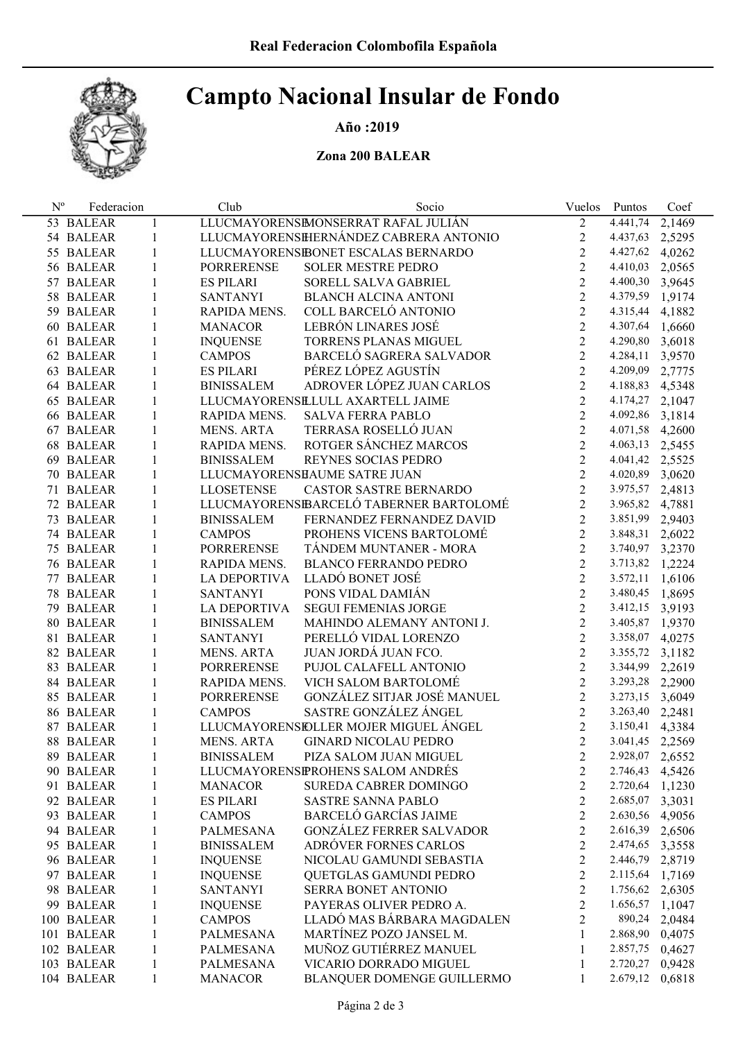Real Federacion Colombofila Española

# Campto Nacional Insular de Fondo

**Año :2019**

**Zona 200 BALEAR**

| Nº | Federacion | | Club | Socio | Vuelos | Puntos | Coef |
|---|---|---|---|---|---|---|---|
| 53 | BALEAR | 1 | LLUCMAYORENSE | MONSERRAT RAFAL JULIÁN | 2 | 4.441,74 | 2,1469 |
| 54 | BALEAR | 1 | LLUCMAYORENSE | HERNÁNDEZ CABRERA ANTONIO | 2 | 4.437,63 | 2,5295 |
| 55 | BALEAR | 1 | LLUCMAYORENSE | BONET ESCALAS BERNARDO | 2 | 4.427,62 | 4,0262 |
| 56 | BALEAR | 1 | PORRERENSE | SOLER MESTRE PEDRO | 2 | 4.410,03 | 2,0565 |
| 57 | BALEAR | 1 | ES PILARI | SORELL SALVA GABRIEL | 2 | 4.400,30 | 3,9645 |
| 58 | BALEAR | 1 | SANTANYI | BLANCH ALCINA ANTONI | 2 | 4.379,59 | 1,9174 |
| 59 | BALEAR | 1 | RAPIDA MENS. | COLL BARCELÓ ANTONIO | 2 | 4.315,44 | 4,1882 |
| 60 | BALEAR | 1 | MANACOR | LEBRÓN LINARES JOSÉ | 2 | 4.307,64 | 1,6660 |
| 61 | BALEAR | 1 | INQUENSE | TORRENS PLANAS MIGUEL | 2 | 4.290,80 | 3,6018 |
| 62 | BALEAR | 1 | CAMPOS | BARCELÓ SAGRERA SALVADOR | 2 | 4.284,11 | 3,9570 |
| 63 | BALEAR | 1 | ES PILARI | PÉREZ LÓPEZ AGUSTÍN | 2 | 4.209,09 | 2,7775 |
| 64 | BALEAR | 1 | BINISSALEM | ADROVER LÓPEZ JUAN CARLOS | 2 | 4.188,83 | 4,5348 |
| 65 | BALEAR | 1 | LLUCMAYORENSE | LLULL AXARTELL JAIME | 2 | 4.174,27 | 2,1047 |
| 66 | BALEAR | 1 | RAPIDA MENS. | SALVA FERRA PABLO | 2 | 4.092,86 | 3,1814 |
| 67 | BALEAR | 1 | MENS. ARTA | TERRASA ROSELLÓ JUAN | 2 | 4.071,58 | 4,2600 |
| 68 | BALEAR | 1 | RAPIDA MENS. | ROTGER SÁNCHEZ MARCOS | 2 | 4.063,13 | 2,5455 |
| 69 | BALEAR | 1 | BINISSALEM | REYNES SOCIAS PEDRO | 2 | 4.041,42 | 2,5525 |
| 70 | BALEAR | 1 | LLUCMAYORENSE | JAUME SATRE JUAN | 2 | 4.020,89 | 3,0620 |
| 71 | BALEAR | 1 | LLOSETENSE | CASTOR SASTRE BERNARDO | 2 | 3.975,57 | 2,4813 |
| 72 | BALEAR | 1 | LLUCMAYORENSE | BARCELÓ TABERNER BARTOLOMÉ | 2 | 3.965,82 | 4,7881 |
| 73 | BALEAR | 1 | BINISSALEM | FERNANDEZ FERNANDEZ DAVID | 2 | 3.851,99 | 2,9403 |
| 74 | BALEAR | 1 | CAMPOS | PROHENS VICENS BARTOLOMÉ | 2 | 3.848,31 | 2,6022 |
| 75 | BALEAR | 1 | PORRERENSE | TÁNDEM MUNTANER - MORA | 2 | 3.740,97 | 3,2370 |
| 76 | BALEAR | 1 | RAPIDA MENS. | BLANCO FERRANDO PEDRO | 2 | 3.713,82 | 1,2224 |
| 77 | BALEAR | 1 | LA DEPORTIVA | LLADÓ BONET JOSÉ | 2 | 3.572,11 | 1,6106 |
| 78 | BALEAR | 1 | SANTANYI | PONS VIDAL DAMIÁN | 2 | 3.480,45 | 1,8695 |
| 79 | BALEAR | 1 | LA DEPORTIVA | SEGUI FEMENIAS JORGE | 2 | 3.412,15 | 3,9193 |
| 80 | BALEAR | 1 | BINISSALEM | MAHINDO ALEMANY ANTONI J. | 2 | 3.405,87 | 1,9370 |
| 81 | BALEAR | 1 | SANTANYI | PERELLÓ VIDAL LORENZO | 2 | 3.358,07 | 4,0275 |
| 82 | BALEAR | 1 | MENS. ARTA | JUAN JORDÁ JUAN FCO. | 2 | 3.355,72 | 3,1182 |
| 83 | BALEAR | 1 | PORRERENSE | PUJOL CALAFELL ANTONIO | 2 | 3.344,99 | 2,2619 |
| 84 | BALEAR | 1 | RAPIDA MENS. | VICH SALOM BARTOLOMÉ | 2 | 3.293,28 | 2,2900 |
| 85 | BALEAR | 1 | PORRERENSE | GONZÁLEZ SITJAR JOSÉ MANUEL | 2 | 3.273,15 | 3,6049 |
| 86 | BALEAR | 1 | CAMPOS | SASTRE GONZÁLEZ ÁNGEL | 2 | 3.263,40 | 2,2481 |
| 87 | BALEAR | 1 | LLUCMAYORENSE | SOLLER MOJER MIGUEL ÁNGEL | 2 | 3.150,41 | 4,3384 |
| 88 | BALEAR | 1 | MENS. ARTA | GINARD NICOLAU PEDRO | 2 | 3.041,45 | 2,2569 |
| 89 | BALEAR | 1 | BINISSALEM | PIZA SALOM JUAN MIGUEL | 2 | 2.928,07 | 2,6552 |
| 90 | BALEAR | 1 | LLUCMAYORENSE | PROHENS SALOM ANDRÉS | 2 | 2.746,43 | 4,5426 |
| 91 | BALEAR | 1 | MANACOR | SUREDA CABRER DOMINGO | 2 | 2.720,64 | 1,1230 |
| 92 | BALEAR | 1 | ES PILARI | SASTRE SANNA PABLO | 2 | 2.685,07 | 3,3031 |
| 93 | BALEAR | 1 | CAMPOS | BARCELÓ GARCÍAS JAIME | 2 | 2.630,56 | 4,9056 |
| 94 | BALEAR | 1 | PALMESANA | GONZÁLEZ FERRER SALVADOR | 2 | 2.616,39 | 2,6506 |
| 95 | BALEAR | 1 | BINISSALEM | ADRÓVER FORNES CARLOS | 2 | 2.474,65 | 3,3558 |
| 96 | BALEAR | 1 | INQUENSE | NICOLAU GAMUNDI SEBASTIA | 2 | 2.446,79 | 2,8719 |
| 97 | BALEAR | 1 | INQUENSE | QUETGLAS GAMUNDI PEDRO | 2 | 2.115,64 | 1,7169 |
| 98 | BALEAR | 1 | SANTANYI | SERRA BONET ANTONIO | 2 | 1.756,62 | 2,6305 |
| 99 | BALEAR | 1 | INQUENSE | PAYERAS OLIVER PEDRO A. | 2 | 1.656,57 | 1,1047 |
| 100 | BALEAR | 1 | CAMPOS | LLADÓ MAS BÁRBARA MAGDALEN | 2 | 890,24 | 2,0484 |
| 101 | BALEAR | 1 | PALMESANA | MARTÍNEZ POZO JANSEL M. | 1 | 2.868,90 | 0,4075 |
| 102 | BALEAR | 1 | PALMESANA | MUÑOZ GUTIÉRREZ MANUEL | 1 | 2.857,75 | 0,4627 |
| 103 | BALEAR | 1 | PALMESANA | VICARIO DORRADO MIGUEL | 1 | 2.720,27 | 0,9428 |
| 104 | BALEAR | 1 | MANACOR | BLANQUER DOMENGE GUILLERMO | 1 | 2.679,12 | 0,6818 |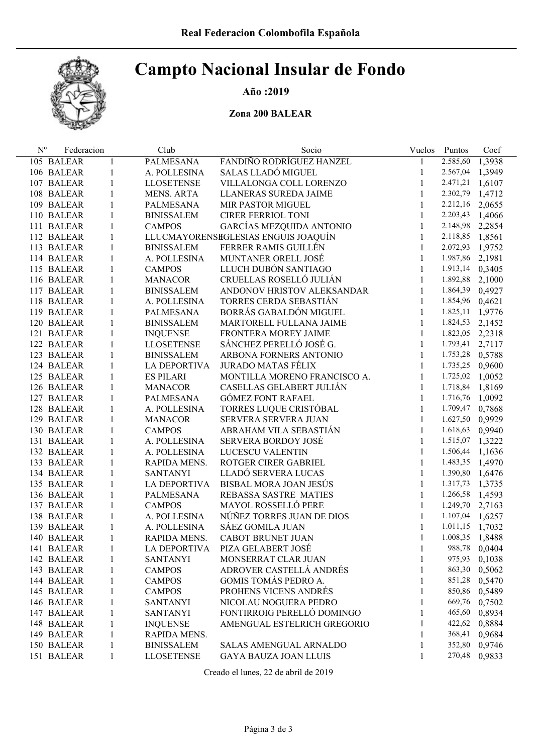# Campto Nacional Insular de Fondo

**Año :2019**

**Zona 200 BALEAR**

| Nº | Federacion | | Club | Socio | Vuelos | Puntos | Coef |
|---|---|---|---|---|---|---|---|
| 105 | BALEAR | 1 | PALMESANA | FANDIÑO RODRÍGUEZ HANZEL | 1 | 2.585,60 | 1,3938 |
| 106 | BALEAR | 1 | A. POLLESINA | SALAS LLADÓ MIGUEL | 1 | 2.567,04 | 1,3949 |
| 107 | BALEAR | 1 | LLOSETENSE | VILLALONGA COLL LORENZO | 1 | 2.471,21 | 1,6107 |
| 108 | BALEAR | 1 | MENS. ARTA | LLANERAS SUREDA JAIME | 1 | 2.302,79 | 1,4712 |
| 109 | BALEAR | 1 | PALMESANA | MIR PASTOR MIGUEL | 1 | 2.212,16 | 2,0655 |
| 110 | BALEAR | 1 | BINISSALEM | CIRER FERRIOL TONI | 1 | 2.203,43 | 1,4066 |
| 111 | BALEAR | 1 | CAMPOS | GARCÍAS MEZQUIDA ANTONIO | 1 | 2.148,98 | 2,2854 |
| 112 | BALEAR | 1 | LLUCMAYORENSE | IGLESIAS ENGUIS JOAQUÍN | 1 | 2.118,85 | 1,8561 |
| 113 | BALEAR | 1 | BINISSALEM | FERRER RAMIS GUILLÉN | 1 | 2.072,93 | 1,9752 |
| 114 | BALEAR | 1 | A. POLLESINA | MUNTANER ORELL JOSÉ | 1 | 1.987,86 | 2,1981 |
| 115 | BALEAR | 1 | CAMPOS | LLUCH DUBÓN SANTIAGO | 1 | 1.913,14 | 0,3405 |
| 116 | BALEAR | 1 | MANACOR | CRUELLAS ROSELLÓ JULIÁN | 1 | 1.892,88 | 2,1000 |
| 117 | BALEAR | 1 | BINISSALEM | ANDONOV HRISTOV ALEKSANDAR | 1 | 1.864,39 | 0,4927 |
| 118 | BALEAR | 1 | A. POLLESINA | TORRES CERDA SEBASTIÁN | 1 | 1.854,96 | 0,4621 |
| 119 | BALEAR | 1 | PALMESANA | BORRÁS GABALDÓN MIGUEL | 1 | 1.825,11 | 1,9776 |
| 120 | BALEAR | 1 | BINISSALEM | MARTORELL FULLANA JAIME | 1 | 1.824,53 | 2,1452 |
| 121 | BALEAR | 1 | INQUENSE | FRONTERA MOREY JAIME | 1 | 1.823,05 | 2,2318 |
| 122 | BALEAR | 1 | LLOSETENSE | SÁNCHEZ PERELLÓ JOSÉ G. | 1 | 1.793,41 | 2,7117 |
| 123 | BALEAR | 1 | BINISSALEM | ARBONA FORNERS ANTONIO | 1 | 1.753,28 | 0,5788 |
| 124 | BALEAR | 1 | LA DEPORTIVA | JURADO MATAS FÉLIX | 1 | 1.735,25 | 0,9600 |
| 125 | BALEAR | 1 | ES PILARI | MONTILLA MORENO FRANCISCO A. | 1 | 1.725,02 | 1,0052 |
| 126 | BALEAR | 1 | MANACOR | CASELLAS GELABERT JULIÁN | 1 | 1.718,84 | 1,8169 |
| 127 | BALEAR | 1 | PALMESANA | GÓMEZ FONT RAFAEL | 1 | 1.716,76 | 1,0092 |
| 128 | BALEAR | 1 | A. POLLESINA | TORRES LUQUE CRISTÓBAL | 1 | 1.709,47 | 0,7868 |
| 129 | BALEAR | 1 | MANACOR | SERVERA SERVERA JUAN | 1 | 1.627,50 | 0,9929 |
| 130 | BALEAR | 1 | CAMPOS | ABRAHAM VILA SEBASTIÁN | 1 | 1.618,63 | 0,9940 |
| 131 | BALEAR | 1 | A. POLLESINA | SERVERA BORDOY JOSÉ | 1 | 1.515,07 | 1,3222 |
| 132 | BALEAR | 1 | A. POLLESINA | LUCESCU VALENTIN | 1 | 1.506,44 | 1,1636 |
| 133 | BALEAR | 1 | RAPIDA MENS. | ROTGER CIRER GABRIEL | 1 | 1.483,35 | 1,4970 |
| 134 | BALEAR | 1 | SANTANYI | LLADÓ SERVERA LUCAS | 1 | 1.390,80 | 1,6476 |
| 135 | BALEAR | 1 | LA DEPORTIVA | BISBAL MORA JOAN JESÚS | 1 | 1.317,73 | 1,3735 |
| 136 | BALEAR | 1 | PALMESANA | REBASSA SASTRE MATIES | 1 | 1.266,58 | 1,4593 |
| 137 | BALEAR | 1 | CAMPOS | MAYOL ROSSELLÓ PERE | 1 | 1.249,70 | 2,7163 |
| 138 | BALEAR | 1 | A. POLLESINA | NÚÑEZ TORRES JUAN DE DIOS | 1 | 1.107,04 | 1,6257 |
| 139 | BALEAR | 1 | A. POLLESINA | SÁEZ GOMILA JUAN | 1 | 1.011,15 | 1,7032 |
| 140 | BALEAR | 1 | RAPIDA MENS. | CABOT BRUNET JUAN | 1 | 1.008,35 | 1,8488 |
| 141 | BALEAR | 1 | LA DEPORTIVA | PIZA GELABERT JOSÉ | 1 | 988,78 | 0,0404 |
| 142 | BALEAR | 1 | SANTANYI | MONSERRAT CLAR JUAN | 1 | 975,93 | 0,1038 |
| 143 | BALEAR | 1 | CAMPOS | ADROVER CASTELLÁ ANDRÉS | 1 | 863,30 | 0,5062 |
| 144 | BALEAR | 1 | CAMPOS | GOMIS TOMÁS PEDRO A. | 1 | 851,28 | 0,5470 |
| 145 | BALEAR | 1 | CAMPOS | PROHENS VICENS ANDRÉS | 1 | 850,86 | 0,5489 |
| 146 | BALEAR | 1 | SANTANYI | NICOLAU NOGUERA PEDRO | 1 | 669,76 | 0,7502 |
| 147 | BALEAR | 1 | SANTANYI | FONTIRROIG PERELLÓ DOMINGO | 1 | 465,60 | 0,8934 |
| 148 | BALEAR | 1 | INQUENSE | AMENGUAL ESTELRICH GREGORIO | 1 | 422,62 | 0,8884 |
| 149 | BALEAR | 1 | RAPIDA MENS. | | 1 | 368,41 | 0,9684 |
| 150 | BALEAR | 1 | BINISSALEM | SALAS AMENGUAL ARNALDO | 1 | 352,80 | 0,9746 |
| 151 | BALEAR | 1 | LLOSETENSE | GAYA BAUZA JOAN LLUIS | 1 | 270,48 | 0,9833 |

Creado el lunes, 22 de abril de 2019